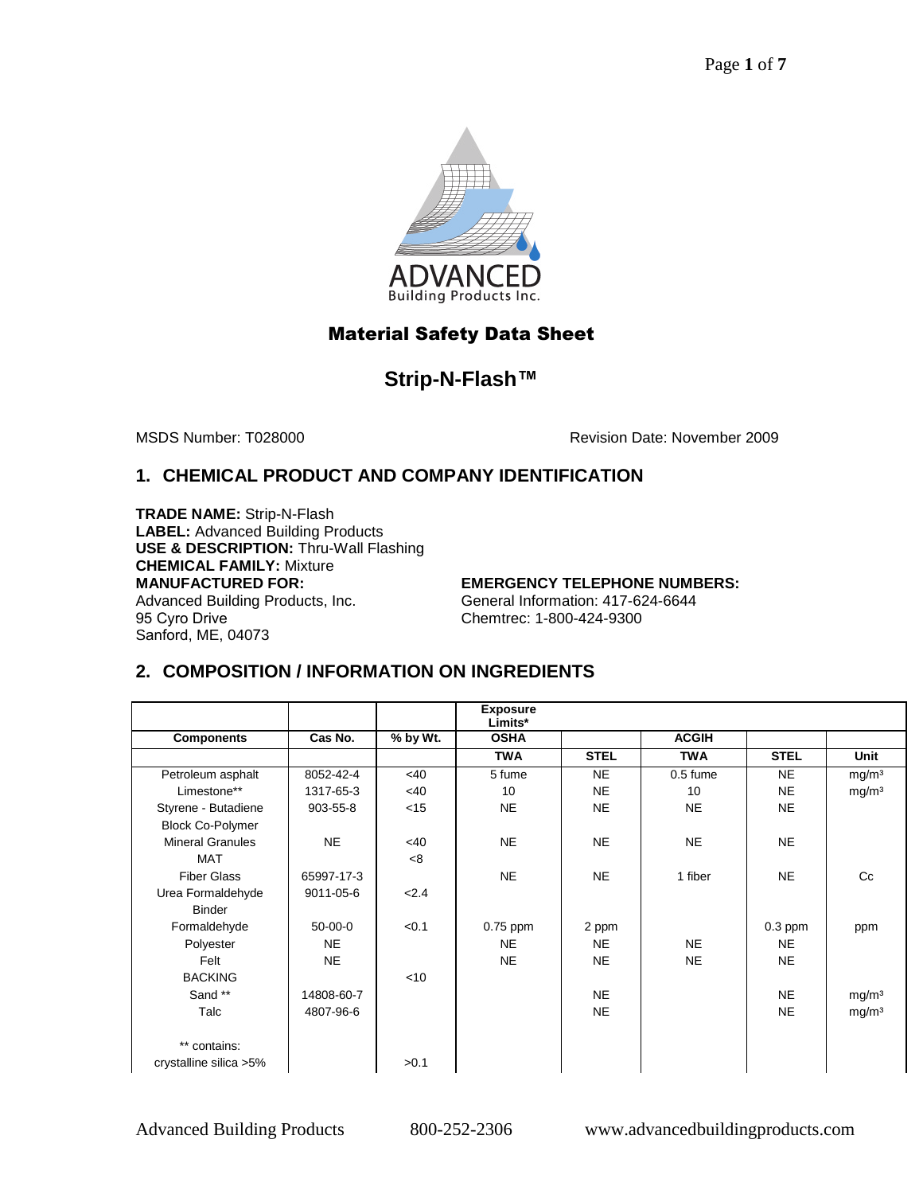# Material Safety Data Sheet

## Strip-N-Flash™

MSDS Number: T028000 Revision Date: November 2009

## 1. CHEMICAL PRODUCT AND COMPANY IDENTIFICATION

**TRADE NAME:** Strip-N-Flash
**LABEL:** Advanced Building Products
**USE & DESCRIPTION:** Thru-Wall Flashing
**CHEMICAL FAMILY:** Mixture
**MANUFACTURED FOR:**
Advanced Building Products, Inc.
95 Cyro Drive
Sanford, ME, 04073

**EMERGENCY TELEPHONE NUMBERS:**
General Information: 417-624-6644
Chemtrec: 1-800-424-9300

## 2. COMPOSITION / INFORMATION ON INGREDIENTS

| | | | Exposure Limits* | | | | |
|---|---|---|---|---|---|---|---|
| Components | Cas No. | % by Wt. | OSHA | | ACGIH | | |
| | | | TWA | STEL | TWA | STEL | Unit |
| Petroleum asphalt | 8052-42-4 | <40 | 5 fume | NE | 0.5 fume | NE | mg/m³ |
| Limestone** | 1317-65-3 | <40 | 10 | NE | 10 | NE | mg/m³ |
| Styrene - Butadiene Block Co-Polymer | 903-55-8 | <15 | NE | NE | NE | NE | |
| Mineral Granules | NE | <40 | NE | NE | NE | NE | |
| MAT | | <8 | | | | | |
| Fiber Glass | 65997-17-3 | | NE | NE | 1 fiber | NE | Cc |
| Urea Formaldehyde Binder | 9011-05-6 | <2.4 | | | | | |
| Formaldehyde | 50-00-0 | <0.1 | 0.75 ppm | 2 ppm | | 0.3 ppm | ppm |
| Polyester | NE | | NE | NE | NE | NE | |
| Felt | NE | | NE | NE | NE | NE | |
| BACKING | | <10 | | | | | |
| Sand ** | 14808-60-7 | | | NE | | NE | mg/m³ |
| Talc | 4807-96-6 | | | NE | | NE | mg/m³ |
| ** contains: crystalline silica >5% | | >0.1 | | | | | |

Advanced Building Products 800-252-2306 www.advancedbuildingproducts.com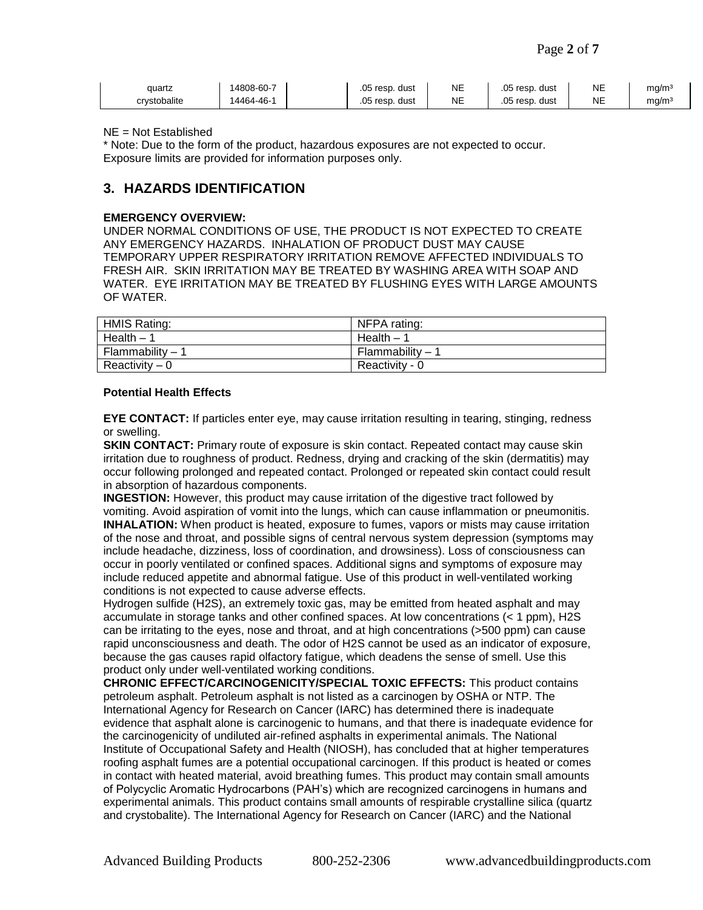| quartz | 14808-60-7 | | .05 resp. dust | NE | .05 resp. dust | NE | mg/m³ |
|---|---|---|---|---|---|---|---|
| crystobalite | 14464-46-1 | | .05 resp. dust | NE | .05 resp. dust | NE | mg/m³ |

NE = Not Established
* Note: Due to the form of the product, hazardous exposures are not expected to occur. Exposure limits are provided for information purposes only.

## 3. HAZARDS IDENTIFICATION

**EMERGENCY OVERVIEW:**
UNDER NORMAL CONDITIONS OF USE, THE PRODUCT IS NOT EXPECTED TO CREATE ANY EMERGENCY HAZARDS. INHALATION OF PRODUCT DUST MAY CAUSE TEMPORARY UPPER RESPIRATORY IRRITATION REMOVE AFFECTED INDIVIDUALS TO FRESH AIR. SKIN IRRITATION MAY BE TREATED BY WASHING AREA WITH SOAP AND WATER. EYE IRRITATION MAY BE TREATED BY FLUSHING EYES WITH LARGE AMOUNTS OF WATER.

| HMIS Rating: | NFPA rating: |
|---|---|
| Health – 1 | Health – 1 |
| Flammability – 1 | Flammability – 1 |
| Reactivity – 0 | Reactivity - 0 |

**Potential Health Effects**

**EYE CONTACT:** If particles enter eye, may cause irritation resulting in tearing, stinging, redness or swelling.
**SKIN CONTACT:** Primary route of exposure is skin contact. Repeated contact may cause skin irritation due to roughness of product. Redness, drying and cracking of the skin (dermatitis) may occur following prolonged and repeated contact. Prolonged or repeated skin contact could result in absorption of hazardous components.
**INGESTION:** However, this product may cause irritation of the digestive tract followed by vomiting. Avoid aspiration of vomit into the lungs, which can cause inflammation or pneumonitis.
**INHALATION:** When product is heated, exposure to fumes, vapors or mists may cause irritation of the nose and throat, and possible signs of central nervous system depression (symptoms may include headache, dizziness, loss of coordination, and drowsiness). Loss of consciousness can occur in poorly ventilated or confined spaces. Additional signs and symptoms of exposure may include reduced appetite and abnormal fatigue. Use of this product in well-ventilated working conditions is not expected to cause adverse effects.
Hydrogen sulfide ($H_2S$), an extremely toxic gas, may be emitted from heated asphalt and may accumulate in storage tanks and other confined spaces. At low concentrations (< 1 ppm), $H_2S$ can be irritating to the eyes, nose and throat, and at high concentrations (>500 ppm) can cause rapid unconsciousness and death. The odor of $H_2S$ cannot be used as an indicator of exposure, because the gas causes rapid olfactory fatigue, which deadens the sense of smell. Use this product only under well-ventilated working conditions.
**CHRONIC EFFECT/CARCINOGENICITY/SPECIAL TOXIC EFFECTS:** This product contains petroleum asphalt. Petroleum asphalt is not listed as a carcinogen by OSHA or NTP. The International Agency for Research on Cancer (IARC) has determined there is inadequate evidence that asphalt alone is carcinogenic to humans, and that there is inadequate evidence for the carcinogenicity of undiluted air-refined asphalts in experimental animals. The National Institute of Occupational Safety and Health (NIOSH), has concluded that at higher temperatures roofing asphalt fumes are a potential occupational carcinogen. If this product is heated or comes in contact with heated material, avoid breathing fumes. This product may contain small amounts of Polycyclic Aromatic Hydrocarbons (PAH's) which are recognized carcinogens in humans and experimental animals. This product contains small amounts of respirable crystalline silica (quartz and crystobalite). The International Agency for Research on Cancer (IARC) and the National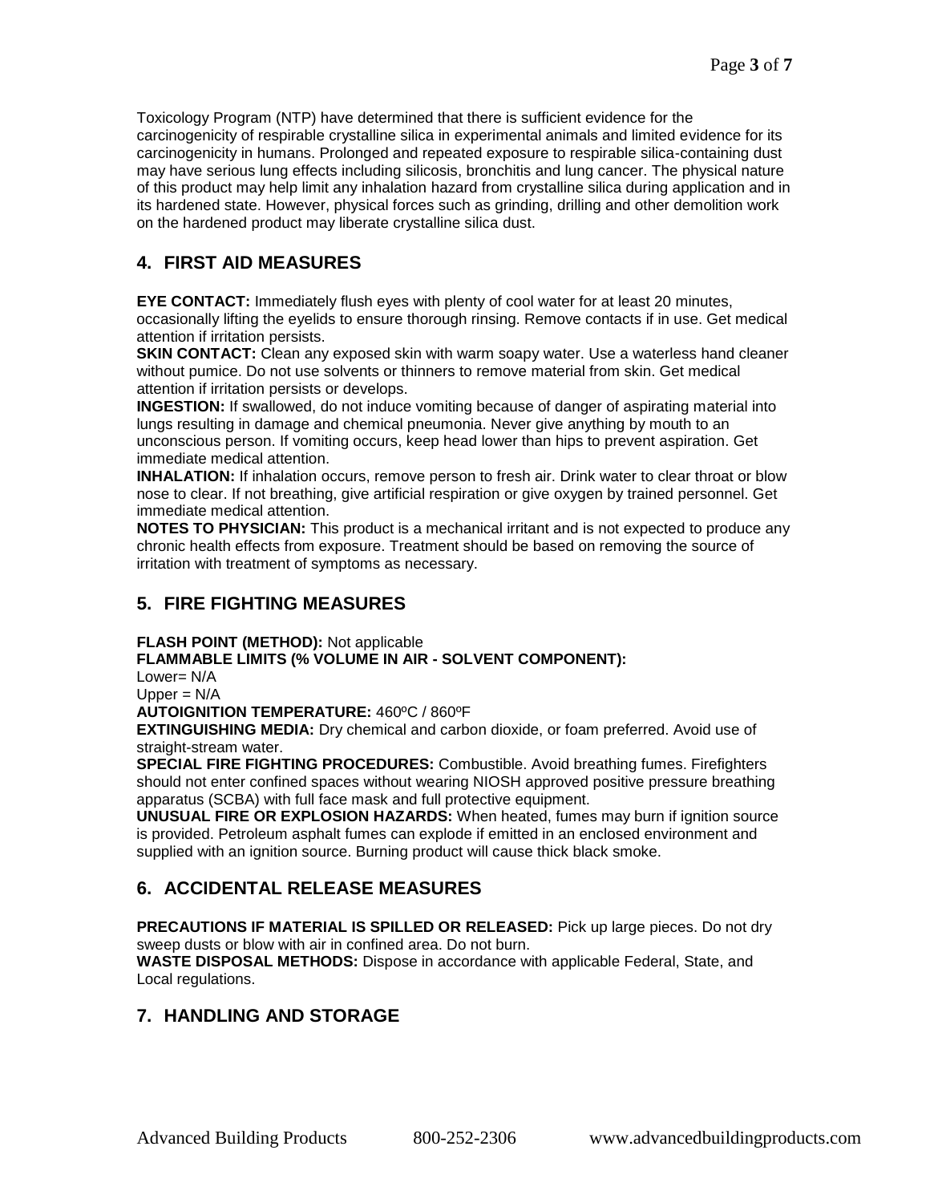Toxicology Program (NTP) have determined that there is sufficient evidence for the carcinogenicity of respirable crystalline silica in experimental animals and limited evidence for its carcinogenicity in humans. Prolonged and repeated exposure to respirable silica-containing dust may have serious lung effects including silicosis, bronchitis and lung cancer. The physical nature of this product may help limit any inhalation hazard from crystalline silica during application and in its hardened state. However, physical forces such as grinding, drilling and other demolition work on the hardened product may liberate crystalline silica dust.

## 4. FIRST AID MEASURES

**EYE CONTACT:** Immediately flush eyes with plenty of cool water for at least 20 minutes, occasionally lifting the eyelids to ensure thorough rinsing. Remove contacts if in use. Get medical attention if irritation persists.
**SKIN CONTACT:** Clean any exposed skin with warm soapy water. Use a waterless hand cleaner without pumice. Do not use solvents or thinners to remove material from skin. Get medical attention if irritation persists or develops.
**INGESTION:** If swallowed, do not induce vomiting because of danger of aspirating material into lungs resulting in damage and chemical pneumonia. Never give anything by mouth to an unconscious person. If vomiting occurs, keep head lower than hips to prevent aspiration. Get immediate medical attention.
**INHALATION:** If inhalation occurs, remove person to fresh air. Drink water to clear throat or blow nose to clear. If not breathing, give artificial respiration or give oxygen by trained personnel. Get immediate medical attention.
**NOTES TO PHYSICIAN:** This product is a mechanical irritant and is not expected to produce any chronic health effects from exposure. Treatment should be based on removing the source of irritation with treatment of symptoms as necessary.

## 5. FIRE FIGHTING MEASURES

**FLASH POINT (METHOD):** Not applicable
**FLAMMABLE LIMITS (% VOLUME IN AIR - SOLVENT COMPONENT):**
Lower= N/A
Upper = N/A
**AUTOIGNITION TEMPERATURE:** 460ºC / 860ºF
**EXTINGUISHING MEDIA:** Dry chemical and carbon dioxide, or foam preferred. Avoid use of straight-stream water.
**SPECIAL FIRE FIGHTING PROCEDURES:** Combustible. Avoid breathing fumes. Firefighters should not enter confined spaces without wearing NIOSH approved positive pressure breathing apparatus (SCBA) with full face mask and full protective equipment.
**UNUSUAL FIRE OR EXPLOSION HAZARDS:** When heated, fumes may burn if ignition source is provided. Petroleum asphalt fumes can explode if emitted in an enclosed environment and supplied with an ignition source. Burning product will cause thick black smoke.

## 6. ACCIDENTAL RELEASE MEASURES

**PRECAUTIONS IF MATERIAL IS SPILLED OR RELEASED:** Pick up large pieces. Do not dry sweep dusts or blow with air in confined area. Do not burn.
**WASTE DISPOSAL METHODS:** Dispose in accordance with applicable Federal, State, and Local regulations.

## 7. HANDLING AND STORAGE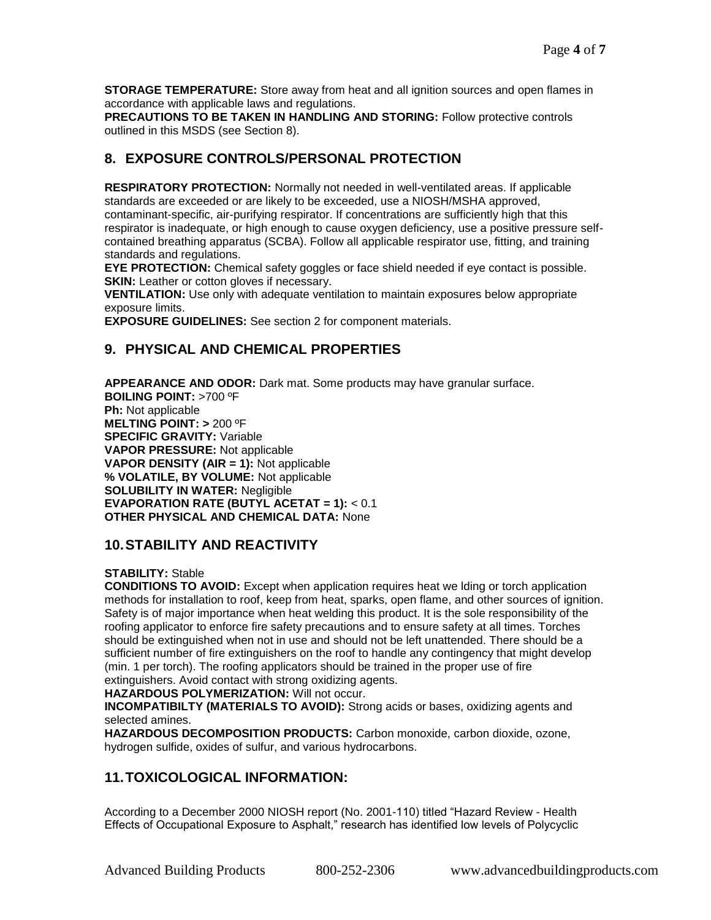**STORAGE TEMPERATURE:** Store away from heat and all ignition sources and open flames in accordance with applicable laws and regulations.
**PRECAUTIONS TO BE TAKEN IN HANDLING AND STORING:** Follow protective controls outlined in this MSDS (see Section 8).

## 8. EXPOSURE CONTROLS/PERSONAL PROTECTION

**RESPIRATORY PROTECTION:** Normally not needed in well-ventilated areas. If applicable standards are exceeded or are likely to be exceeded, use a NIOSH/MSHA approved, contaminant-specific, air-purifying respirator. If concentrations are sufficiently high that this respirator is inadequate, or high enough to cause oxygen deficiency, use a positive pressure self-contained breathing apparatus (SCBA). Follow all applicable respirator use, fitting, and training standards and regulations.
**EYE PROTECTION:** Chemical safety goggles or face shield needed if eye contact is possible.
**SKIN:** Leather or cotton gloves if necessary.
**VENTILATION:** Use only with adequate ventilation to maintain exposures below appropriate exposure limits.
**EXPOSURE GUIDELINES:** See section 2 for component materials.

## 9. PHYSICAL AND CHEMICAL PROPERTIES

**APPEARANCE AND ODOR:** Dark mat. Some products may have granular surface.
**BOILING POINT:** >700 ºF
**Ph:** Not applicable
**MELTING POINT: >** 200 ºF
**SPECIFIC GRAVITY:** Variable
**VAPOR PRESSURE:** Not applicable
**VAPOR DENSITY (AIR = 1):** Not applicable
**% VOLATILE, BY VOLUME:** Not applicable
**SOLUBILITY IN WATER:** Negligible
**EVAPORATION RATE (BUTYL ACETAT = 1):** < 0.1
**OTHER PHYSICAL AND CHEMICAL DATA:** None

## 10. STABILITY AND REACTIVITY

**STABILITY:** Stable
**CONDITIONS TO AVOID:** Except when application requires heat we lding or torch application methods for installation to roof, keep from heat, sparks, open flame, and other sources of ignition. Safety is of major importance when heat welding this product. It is the sole responsibility of the roofing applicator to enforce fire safety precautions and to ensure safety at all times. Torches should be extinguished when not in use and should not be left unattended. There should be a sufficient number of fire extinguishers on the roof to handle any contingency that might develop (min. 1 per torch). The roofing applicators should be trained in the proper use of fire extinguishers. Avoid contact with strong oxidizing agents.
**HAZARDOUS POLYMERIZATION:** Will not occur.
**INCOMPATIBILTY (MATERIALS TO AVOID):** Strong acids or bases, oxidizing agents and selected amines.
**HAZARDOUS DECOMPOSITION PRODUCTS:** Carbon monoxide, carbon dioxide, ozone, hydrogen sulfide, oxides of sulfur, and various hydrocarbons.

## 11. TOXICOLOGICAL INFORMATION:

According to a December 2000 NIOSH report (No. 2001-110) titled "Hazard Review - Health Effects of Occupational Exposure to Asphalt," research has identified low levels of Polycyclic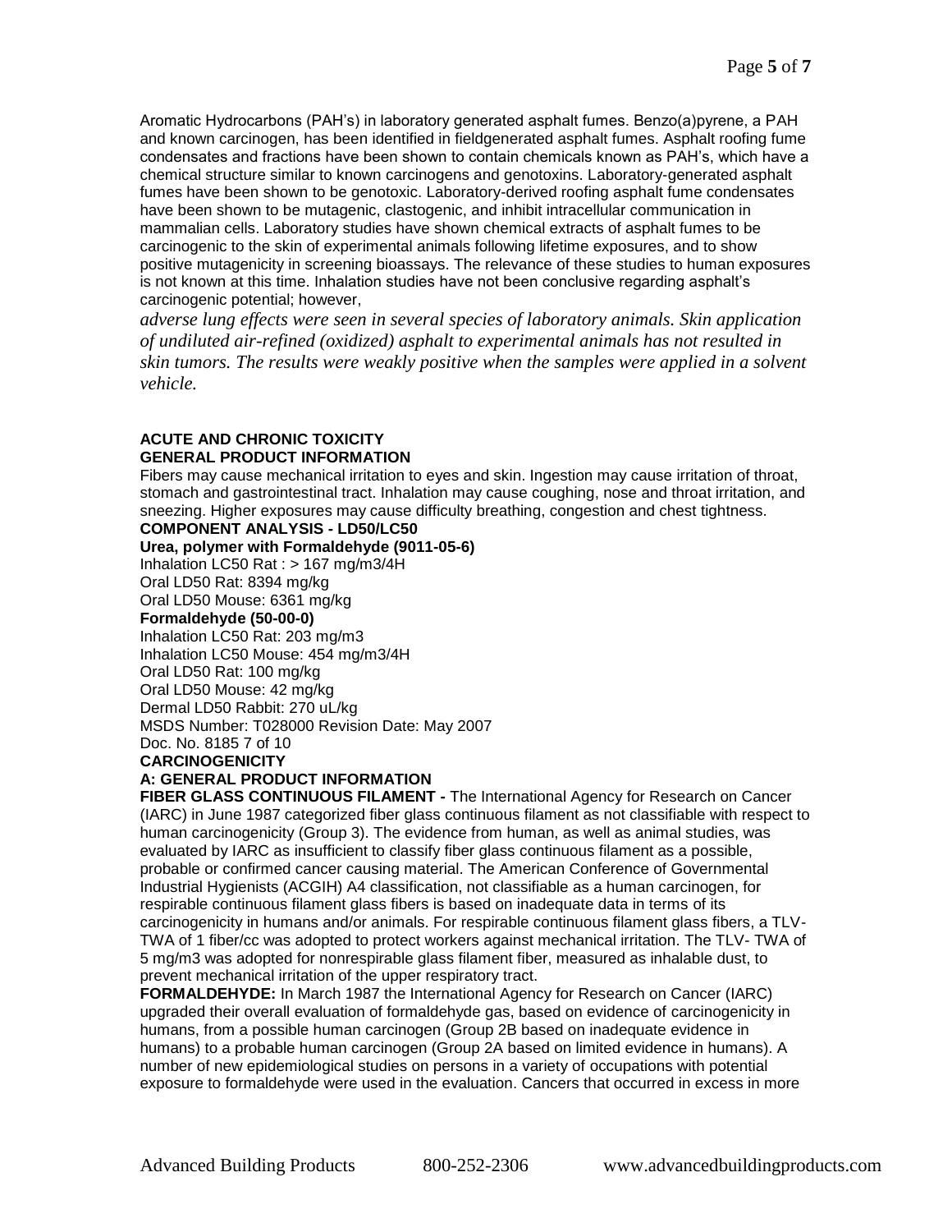Aromatic Hydrocarbons (PAH's) in laboratory generated asphalt fumes. Benzo(a)pyrene, a PAH and known carcinogen, has been identified in fieldgenerated asphalt fumes. Asphalt roofing fume condensates and fractions have been shown to contain chemicals known as PAH's, which have a chemical structure similar to known carcinogens and genotoxins. Laboratory-generated asphalt fumes have been shown to be genotoxic. Laboratory-derived roofing asphalt fume condensates have been shown to be mutagenic, clastogenic, and inhibit intracellular communication in mammalian cells. Laboratory studies have shown chemical extracts of asphalt fumes to be carcinogenic to the skin of experimental animals following lifetime exposures, and to show positive mutagenicity in screening bioassays. The relevance of these studies to human exposures is not known at this time. Inhalation studies have not been conclusive regarding asphalt's carcinogenic potential; however,

*adverse lung effects were seen in several species of laboratory animals. Skin application of undiluted air-refined (oxidized) asphalt to experimental animals has not resulted in skin tumors. The results were weakly positive when the samples were applied in a solvent vehicle.*

**ACUTE AND CHRONIC TOXICITY**

**GENERAL PRODUCT INFORMATION**

Fibers may cause mechanical irritation to eyes and skin. Ingestion may cause irritation of throat, stomach and gastrointestinal tract. Inhalation may cause coughing, nose and throat irritation, and sneezing. Higher exposures may cause difficulty breathing, congestion and chest tightness.

**COMPONENT ANALYSIS - LD50/LC50**

**Urea, polymer with Formaldehyde (9011-05-6)**

Inhalation LC50 Rat : > 167 mg/m3/4H
Oral LD50 Rat: 8394 mg/kg
Oral LD50 Mouse: 6361 mg/kg

**Formaldehyde (50-00-0)**

Inhalation LC50 Rat: 203 mg/m3
Inhalation LC50 Mouse: 454 mg/m3/4H
Oral LD50 Rat: 100 mg/kg
Oral LD50 Mouse: 42 mg/kg
Dermal LD50 Rabbit: 270 uL/kg
MSDS Number: T028000 Revision Date: May 2007
Doc. No. 8185 7 of 10

**CARCINOGENICITY**

**A: GENERAL PRODUCT INFORMATION**

**FIBER GLASS CONTINUOUS FILAMENT -** The International Agency for Research on Cancer (IARC) in June 1987 categorized fiber glass continuous filament as not classifiable with respect to human carcinogenicity (Group 3). The evidence from human, as well as animal studies, was evaluated by IARC as insufficient to classify fiber glass continuous filament as a possible, probable or confirmed cancer causing material. The American Conference of Governmental Industrial Hygienists (ACGIH) A4 classification, not classifiable as a human carcinogen, for respirable continuous filament glass fibers is based on inadequate data in terms of its carcinogenicity in humans and/or animals. For respirable continuous filament glass fibers, a TLV-TWA of 1 fiber/cc was adopted to protect workers against mechanical irritation. The TLV- TWA of 5 mg/m3 was adopted for nonrespirable glass filament fiber, measured as inhalable dust, to prevent mechanical irritation of the upper respiratory tract.

**FORMALDEHYDE:** In March 1987 the International Agency for Research on Cancer (IARC) upgraded their overall evaluation of formaldehyde gas, based on evidence of carcinogenicity in humans, from a possible human carcinogen (Group 2B based on inadequate evidence in humans) to a probable human carcinogen (Group 2A based on limited evidence in humans). A number of new epidemiological studies on persons in a variety of occupations with potential exposure to formaldehyde were used in the evaluation. Cancers that occurred in excess in more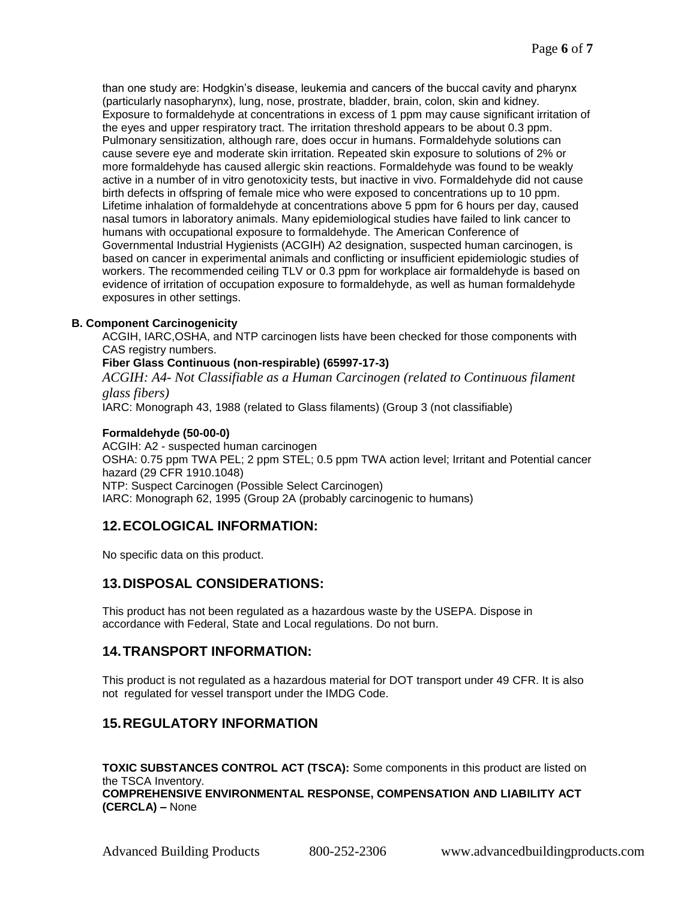than one study are: Hodgkin's disease, leukemia and cancers of the buccal cavity and pharynx (particularly nasopharynx), lung, nose, prostrate, bladder, brain, colon, skin and kidney. Exposure to formaldehyde at concentrations in excess of 1 ppm may cause significant irritation of the eyes and upper respiratory tract. The irritation threshold appears to be about 0.3 ppm. Pulmonary sensitization, although rare, does occur in humans. Formaldehyde solutions can cause severe eye and moderate skin irritation. Repeated skin exposure to solutions of 2% or more formaldehyde has caused allergic skin reactions. Formaldehyde was found to be weakly active in a number of in vitro genotoxicity tests, but inactive in vivo. Formaldehyde did not cause birth defects in offspring of female mice who were exposed to concentrations up to 10 ppm. Lifetime inhalation of formaldehyde at concentrations above 5 ppm for 6 hours per day, caused nasal tumors in laboratory animals. Many epidemiological studies have failed to link cancer to humans with occupational exposure to formaldehyde. The American Conference of Governmental Industrial Hygienists (ACGIH) A2 designation, suspected human carcinogen, is based on cancer in experimental animals and conflicting or insufficient epidemiologic studies of workers. The recommended ceiling TLV or 0.3 ppm for workplace air formaldehyde is based on evidence of irritation of occupation exposure to formaldehyde, as well as human formaldehyde exposures in other settings.

**B. Component Carcinogenicity**

ACGIH, IARC,OSHA, and NTP carcinogen lists have been checked for those components with CAS registry numbers.

**Fiber Glass Continuous (non-respirable) (65997-17-3)**

*ACGIH: A4- Not Classifiable as a Human Carcinogen (related to Continuous filament glass fibers)*

IARC: Monograph 43, 1988 (related to Glass filaments) (Group 3 (not classifiable)

**Formaldehyde (50-00-0)**

ACGIH: A2 - suspected human carcinogen

OSHA: 0.75 ppm TWA PEL; 2 ppm STEL; 0.5 ppm TWA action level; Irritant and Potential cancer hazard (29 CFR 1910.1048)

NTP: Suspect Carcinogen (Possible Select Carcinogen)

IARC: Monograph 62, 1995 (Group 2A (probably carcinogenic to humans)

## 12. ECOLOGICAL INFORMATION:

No specific data on this product.

## 13. DISPOSAL CONSIDERATIONS:

This product has not been regulated as a hazardous waste by the USEPA. Dispose in accordance with Federal, State and Local regulations. Do not burn.

## 14. TRANSPORT INFORMATION:

This product is not regulated as a hazardous material for DOT transport under 49 CFR. It is also not regulated for vessel transport under the IMDG Code.

## 15. REGULATORY INFORMATION

**TOXIC SUBSTANCES CONTROL ACT (TSCA):** Some components in this product are listed on the TSCA Inventory.

**COMPREHENSIVE ENVIRONMENTAL RESPONSE, COMPENSATION AND LIABILITY ACT (CERCLA) –** None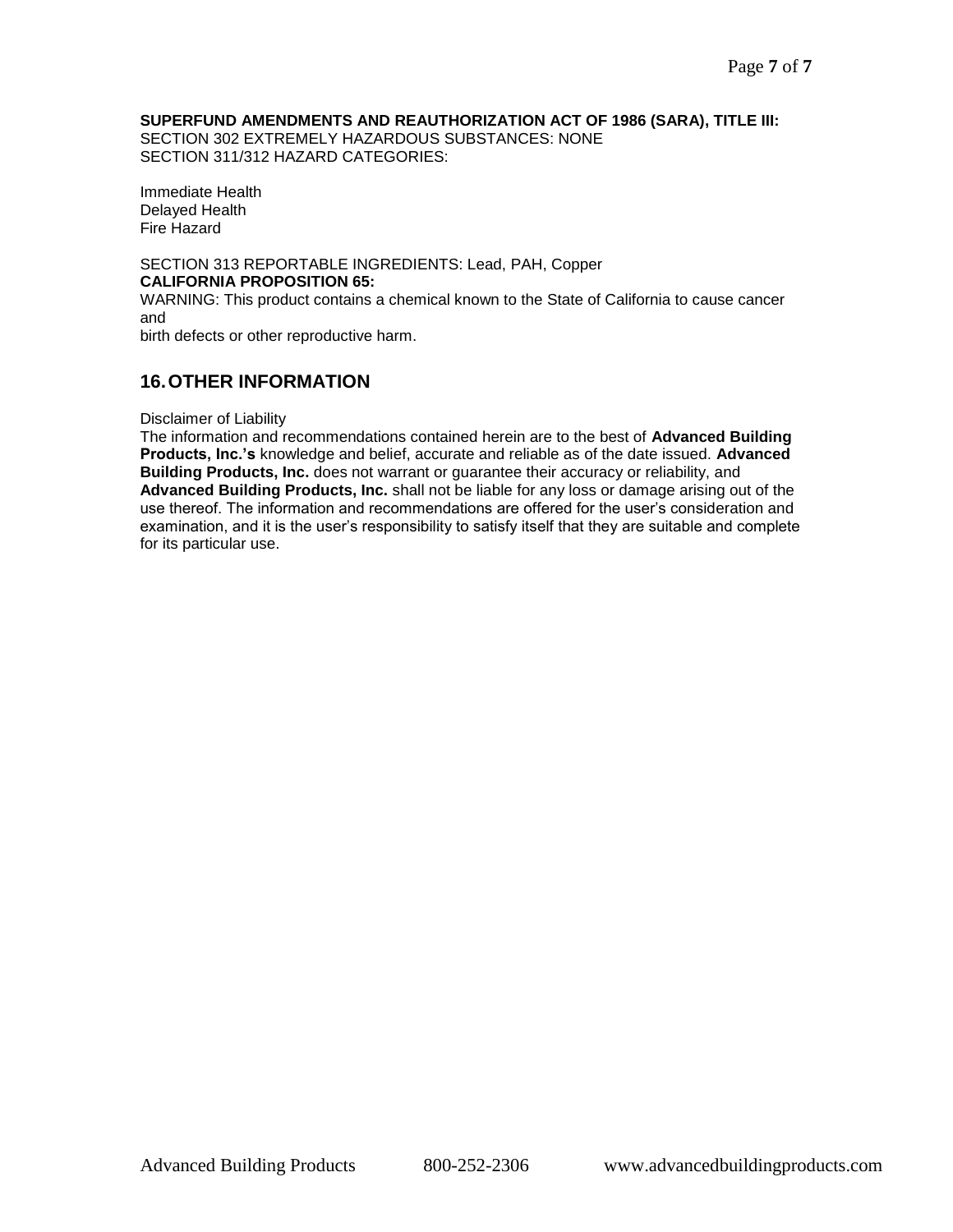**SUPERFUND AMENDMENTS AND REAUTHORIZATION ACT OF 1986 (SARA), TITLE III:**
SECTION 302 EXTREMELY HAZARDOUS SUBSTANCES: NONE
SECTION 311/312 HAZARD CATEGORIES:

Immediate Health
Delayed Health
Fire Hazard

SECTION 313 REPORTABLE INGREDIENTS: Lead, PAH, Copper
**CALIFORNIA PROPOSITION 65:**
WARNING: This product contains a chemical known to the State of California to cause cancer and
birth defects or other reproductive harm.

## 16. OTHER INFORMATION

Disclaimer of Liability
The information and recommendations contained herein are to the best of **Advanced Building Products, Inc.'s** knowledge and belief, accurate and reliable as of the date issued. **Advanced Building Products, Inc.** does not warrant or guarantee their accuracy or reliability, and **Advanced Building Products, Inc.** shall not be liable for any loss or damage arising out of the use thereof. The information and recommendations are offered for the user's consideration and examination, and it is the user's responsibility to satisfy itself that they are suitable and complete for its particular use.